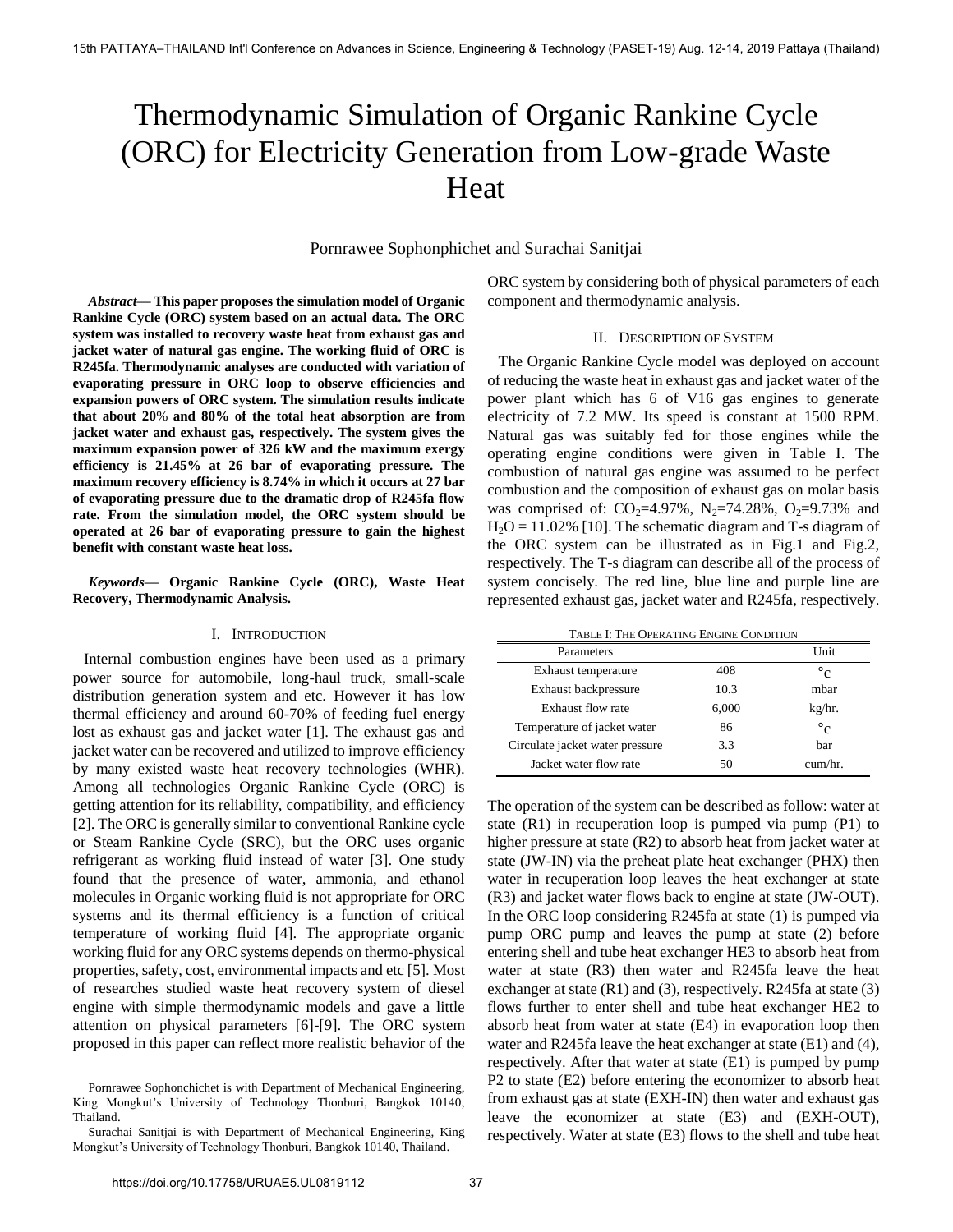# Thermodynamic Simulation of Organic Rankine Cycle (ORC) for Electricity Generation from Low-grade Waste Heat

Pornrawee Sophonphichet and Surachai Sanitjai

***Abstract*— This paper proposes the simulation model of Organic Rankine Cycle (ORC) system based on an actual data. The ORC system was installed to recovery waste heat from exhaust gas and jacket water of natural gas engine. The working fluid of ORC is R245fa. Thermodynamic analyses are conducted with variation of evaporating pressure in ORC loop to observe efficiencies and expansion powers of ORC system. The simulation results indicate that about 20% and 80% of the total heat absorption are from jacket water and exhaust gas, respectively. The system gives the maximum expansion power of 326 kW and the maximum exergy efficiency is 21.45% at 26 bar of evaporating pressure. The maximum recovery efficiency is 8.74% in which it occurs at 27 bar of evaporating pressure due to the dramatic drop of R245fa flow rate. From the simulation model, the ORC system should be operated at 26 bar of evaporating pressure to gain the highest benefit with constant waste heat loss.**

***Keywords*— Organic Rankine Cycle (ORC), Waste Heat Recovery, Thermodynamic Analysis.**

## I. Introduction

Internal combustion engines have been used as a primary power source for automobile, long-haul truck, small-scale distribution generation system and etc. However it has low thermal efficiency and around 60-70% of feeding fuel energy lost as exhaust gas and jacket water [1]. The exhaust gas and jacket water can be recovered and utilized to improve efficiency by many existed waste heat recovery technologies (WHR). Among all technologies Organic Rankine Cycle (ORC) is getting attention for its reliability, compatibility, and efficiency [2]. The ORC is generally similar to conventional Rankine cycle or Steam Rankine Cycle (SRC), but the ORC uses organic refrigerant as working fluid instead of water [3]. One study found that the presence of water, ammonia, and ethanol molecules in Organic working fluid is not appropriate for ORC systems and its thermal efficiency is a function of critical temperature of working fluid [4]. The appropriate organic working fluid for any ORC systems depends on thermo-physical properties, safety, cost, environmental impacts and etc [5]. Most of researches studied waste heat recovery system of diesel engine with simple thermodynamic models and gave a little attention on physical parameters [6]-[9]. The ORC system proposed in this paper can reflect more realistic behavior of the ORC system by considering both of physical parameters of each component and thermodynamic analysis.

Pornrawee Sophonchichet is with Department of Mechanical Engineering, King Mongkut's University of Technology Thonburi, Bangkok 10140, Thailand.

Surachai Sanitjai is with Department of Mechanical Engineering, King Mongkut's University of Technology Thonburi, Bangkok 10140, Thailand.

## II. Description of System

The Organic Rankine Cycle model was deployed on account of reducing the waste heat in exhaust gas and jacket water of the power plant which has 6 of V16 gas engines to generate electricity of 7.2 MW. Its speed is constant at 1500 RPM. Natural gas was suitably fed for those engines while the operating engine conditions were given in Table I. The combustion of natural gas engine was assumed to be perfect combustion and the composition of exhaust gas on molar basis was comprised of: $CO_2$=4.97%, $N_2$=74.28%, $O_2$=9.73% and $H_2O$ = 11.02% [10]. The schematic diagram and T-s diagram of the ORC system can be illustrated as in Fig.1 and Fig.2, respectively. The T-s diagram can describe all of the process of system concisely. The red line, blue line and purple line are represented exhaust gas, jacket water and R245fa, respectively.

TABLE I: The Operating Engine Condition

| Parameters | | Unit |
|---|---|---|
| Exhaust temperature | 408 | °C |
| Exhaust backpressure | 10.3 | mbar |
| Exhaust flow rate | 6,000 | kg/hr. |
| Temperature of jacket water | 86 | °C |
| Circulate jacket water pressure | 3.3 | bar |
| Jacket water flow rate | 50 | cum/hr. |

The operation of the system can be described as follow: water at state (R1) in recuperation loop is pumped via pump (P1) to higher pressure at state (R2) to absorb heat from jacket water at state (JW-IN) via the preheat plate heat exchanger (PHX) then water in recuperation loop leaves the heat exchanger at state (R3) and jacket water flows back to engine at state (JW-OUT). In the ORC loop considering R245fa at state (1) is pumped via pump ORC pump and leaves the pump at state (2) before entering shell and tube heat exchanger HE3 to absorb heat from water at state (R3) then water and R245fa leave the heat exchanger at state (R1) and (3), respectively. R245fa at state (3) flows further to enter shell and tube heat exchanger HE2 to absorb heat from water at state (E4) in evaporation loop then water and R245fa leave the heat exchanger at state (E1) and (4), respectively. After that water at state (E1) is pumped by pump P2 to state (E2) before entering the economizer to absorb heat from exhaust gas at state (EXH-IN) then water and exhaust gas leave the economizer at state (E3) and (EXH-OUT), respectively. Water at state (E3) flows to the shell and tube heat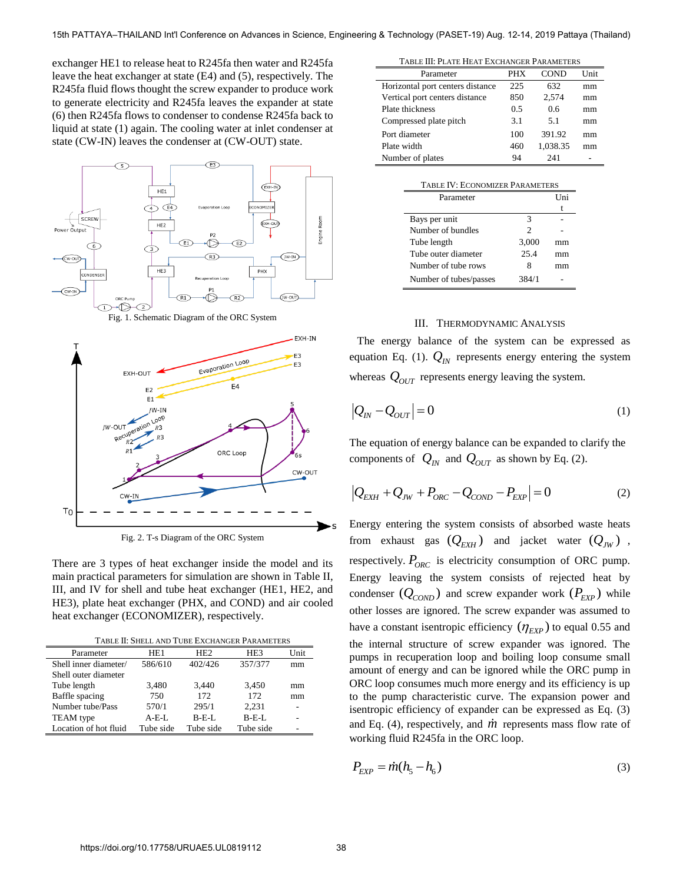exchanger HE1 to release heat to R245fa then water and R245fa leave the heat exchanger at state (E4) and (5), respectively. The R245fa fluid flows thought the screw expander to produce work to generate electricity and R245fa leaves the expander at state (6) then R245fa flows to condenser to condense R245fa back to liquid at state (1) again. The cooling water at inlet condenser at state (CW-IN) leaves the condenser at (CW-OUT) state.

Fig. 1. Schematic Diagram of the ORC System

Fig. 2. T-s Diagram of the ORC System

There are 3 types of heat exchanger inside the model and its main practical parameters for simulation are shown in Table II, III, and IV for shell and tube heat exchanger (HE1, HE2, and HE3), plate heat exchanger (PHX, and COND) and air cooled heat exchanger (ECONOMIZER), respectively.

TABLE II: SHELL AND TUBE EXCHANGER PARAMETERS

| Parameter | HE1 | HE2 | HE3 | Unit |
|---|---|---|---|---|
| Shell inner diameter/ Shell outer diameter | 586/610 | 402/426 | 357/377 | mm |
| Tube length | 3,480 | 3,440 | 3,450 | mm |
| Baffle spacing | 750 | 172 | 172 | mm |
| Number tube/Pass | 570/1 | 295/1 | 2,231 | - |
| TEAM type | A-E-L | B-E-L | B-E-L | - |
| Location of hot fluid | Tube side | Tube side | Tube side | - |

TABLE III: PLATE HEAT EXCHANGER PARAMETERS

| Parameter | PHX | COND | Unit |
|---|---|---|---|
| Horizontal port centers distance | 225 | 632 | mm |
| Vertical port centers distance | 850 | 2,574 | mm |
| Plate thickness | 0.5 | 0.6 | mm |
| Compressed plate pitch | 3.1 | 5.1 | mm |
| Port diameter | 100 | 391.92 | mm |
| Plate width | 460 | 1,038.35 | mm |
| Number of plates | 94 | 241 | - |

TABLE IV: ECONOMIZER PARAMETERS

| Parameter | | Unit |
|---|---|---|
| Bays per unit | 3 | - |
| Number of bundles | 2 | - |
| Tube length | 3,000 | mm |
| Tube outer diameter | 25.4 | mm |
| Number of tube rows | 8 | mm |
| Number of tubes/passes | 384/1 | - |

## III. THERMODYNAMIC ANALYSIS

The energy balance of the system can be expressed as equation Eq. (1). $Q_{IN}$ represents energy entering the system whereas $Q_{OUT}$ represents energy leaving the system.

$$|Q_{IN} - Q_{OUT}| = 0 \tag{1}$$

The equation of energy balance can be expanded to clarify the components of $Q_{IN}$ and $Q_{OUT}$ as shown by Eq. (2).

$$|Q_{EXH} + Q_{JW} + P_{ORC} - Q_{COND} - P_{EXP}| = 0 \tag{2}$$

Energy entering the system consists of absorbed waste heats from exhaust gas $(Q_{EXH})$ and jacket water $(Q_{JW})$, respectively. $P_{ORC}$ is electricity consumption of ORC pump. Energy leaving the system consists of rejected heat by condenser $(Q_{COND})$ and screw expander work $(P_{EXP})$ while other losses are ignored. The screw expander was assumed to have a constant isentropic efficiency $(\eta_{EXP})$ to equal 0.55 and the internal structure of screw expander was ignored. The pumps in recuperation loop and boiling loop consume small amount of energy and can be ignored while the ORC pump in ORC loop consumes much more energy and its efficiency is up to the pump characteristic curve. The expansion power and isentropic efficiency of expander can be expressed as Eq. (3) and Eq. (4), respectively, and $\dot{m}$ represents mass flow rate of working fluid R245fa in the ORC loop.

$$P_{EXP} = \dot{m}(h_5 - h_6) \tag{3}$$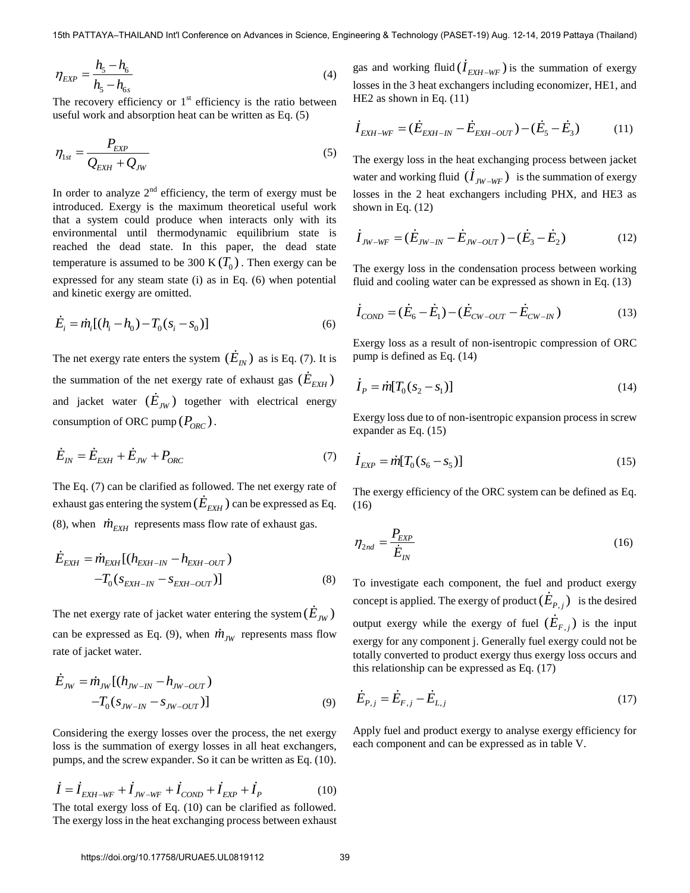$$\eta_{EXP} = \frac{h_5 - h_6}{h_5 - h_{6s}} \tag{4}$$

The recovery efficiency or 1st efficiency is the ratio between useful work and absorption heat can be written as Eq. (5)

$$\eta_{1st} = \frac{P_{EXP}}{Q_{EXH} + Q_{JW}} \tag{5}$$

In order to analyze 2nd efficiency, the term of exergy must be introduced. Exergy is the maximum theoretical useful work that a system could produce when interacts only with its environmental until thermodynamic equilibrium state is reached the dead state. In this paper, the dead state temperature is assumed to be 300 K $(T_0)$. Then exergy can be expressed for any steam state (i) as in Eq. (6) when potential and kinetic exergy are omitted.

$$\dot{E}_i = \dot{m}_i[(h_i - h_0) - T_0(s_i - s_0)] \tag{6}$$

The net exergy rate enters the system $(\dot{E}_{IN})$ as is Eq. (7). It is the summation of the net exergy rate of exhaust gas $(\dot{E}_{EXH})$ and jacket water $(\dot{E}_{JW})$ together with electrical energy consumption of ORC pump $(P_{ORC})$.

$$\dot{E}_{IN} = \dot{E}_{EXH} + \dot{E}_{JW} + P_{ORC} \tag{7}$$

The Eq. (7) can be clarified as followed. The net exergy rate of exhaust gas entering the system $(\dot{E}_{EXH})$ can be expressed as Eq. (8), when $\dot{m}_{EXH}$ represents mass flow rate of exhaust gas.

$$\dot{E}_{EXH} = \dot{m}_{EXH}[(h_{EXH-IN} - h_{EXH-OUT}) - T_0(s_{EXH-IN} - s_{EXH-OUT})] \tag{8}$$

The net exergy rate of jacket water entering the system $(\dot{E}_{JW})$ can be expressed as Eq. (9), when $\dot{m}_{JW}$ represents mass flow rate of jacket water.

$$\dot{E}_{JW} = \dot{m}_{JW}[(h_{JW-IN} - h_{JW-OUT}) - T_0(s_{JW-IN} - s_{JW-OUT})] \tag{9}$$

Considering the exergy losses over the process, the net exergy loss is the summation of exergy losses in all heat exchangers, pumps, and the screw expander. So it can be written as Eq. (10).

$$\dot{I} = \dot{I}_{EXH-WF} + \dot{I}_{JW-WF} + \dot{I}_{COND} + \dot{I}_{EXP} + \dot{I}_P \tag{10}$$

The total exergy loss of Eq. (10) can be clarified as followed. The exergy loss in the heat exchanging process between exhaust gas and working fluid $(\dot{I}_{EXH-WF})$ is the summation of exergy losses in the 3 heat exchangers including economizer, HE1, and HE2 as shown in Eq. (11)

$$\dot{I}_{EXH-WF} = (\dot{E}_{EXH-IN} - \dot{E}_{EXH-OUT}) - (\dot{E}_5 - \dot{E}_3) \tag{11}$$

The exergy loss in the heat exchanging process between jacket water and working fluid $(\dot{I}_{JW-WF})$ is the summation of exergy losses in the 2 heat exchangers including PHX, and HE3 as shown in Eq. (12)

$$\dot{I}_{JW-WF} = (\dot{E}_{JW-IN} - \dot{E}_{JW-OUT}) - (\dot{E}_3 - \dot{E}_2) \tag{12}$$

The exergy loss in the condensation process between working fluid and cooling water can be expressed as shown in Eq. (13)

$$\dot{I}_{COND} = (\dot{E}_6 - \dot{E}_1) - (\dot{E}_{CW-OUT} - \dot{E}_{CW-IN}) \tag{13}$$

Exergy loss as a result of non-isentropic compression of ORC pump is defined as Eq. (14)

$$\dot{I}_P = \dot{m}[T_0(s_2 - s_1)] \tag{14}$$

Exergy loss due to of non-isentropic expansion process in screw expander as Eq. (15)

$$\dot{I}_{EXP} = \dot{m}[T_0(s_6 - s_5)] \tag{15}$$

The exergy efficiency of the ORC system can be defined as Eq. (16)

$$\eta_{2nd} = \frac{P_{EXP}}{\dot{E}_{IN}} \tag{16}$$

To investigate each component, the fuel and product exergy concept is applied. The exergy of product $(\dot{E}_{P,j})$ is the desired output exergy while the exergy of fuel $(\dot{E}_{F,j})$ is the input exergy for any component j. Generally fuel exergy could not be totally converted to product exergy thus exergy loss occurs and this relationship can be expressed as Eq. (17)

$$\dot{E}_{P,j} = \dot{E}_{F,j} - \dot{E}_{L,j} \tag{17}$$

Apply fuel and product exergy to analyse exergy efficiency for each component and can be expressed as in table V.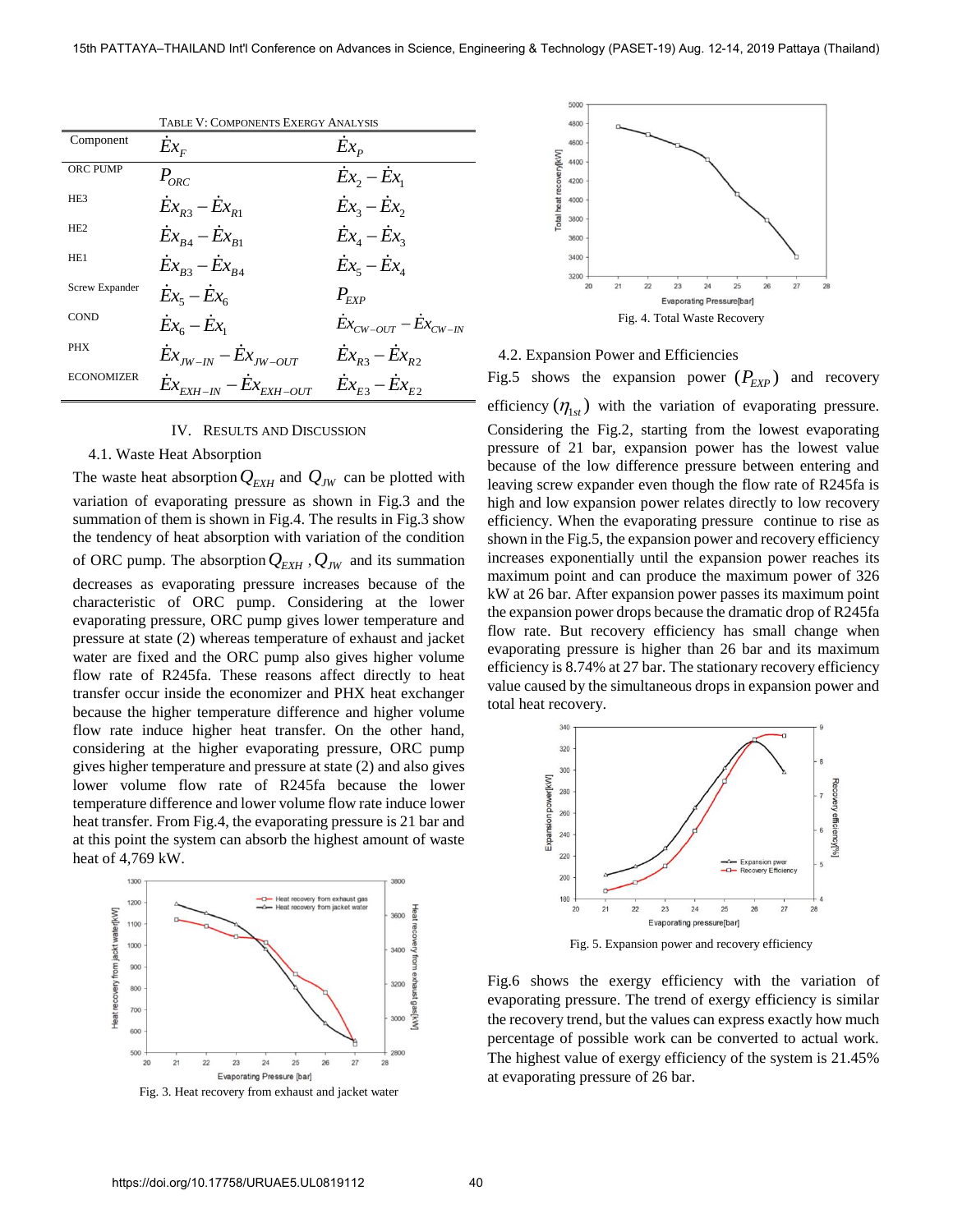TABLE V: COMPONENTS EXERGY ANALYSIS

| Component | $\dot{E}x_F$ | $\dot{E}x_P$ |
|---|---|---|
| ORC PUMP | $P_{ORC}$ | $\dot{E}x_2 - \dot{E}x_1$ |
| HE3 | $\dot{E}x_{R3} - \dot{E}x_{R1}$ | $\dot{E}x_3 - \dot{E}x_2$ |
| HE2 | $\dot{E}x_{B4} - \dot{E}x_{B1}$ | $\dot{E}x_4 - \dot{E}x_3$ |
| HE1 | $\dot{E}x_{B3} - \dot{E}x_{B4}$ | $\dot{E}x_5 - \dot{E}x_4$ |
| Screw Expander | $\dot{E}x_5 - \dot{E}x_6$ | $P_{EXP}$ |
| COND | $\dot{E}x_6 - \dot{E}x_1$ | $\dot{E}x_{CW-OUT} - \dot{E}x_{CW-IN}$ |
| PHX | $\dot{E}x_{JW-IN} - \dot{E}x_{JW-OUT}$ | $\dot{E}x_{R3} - \dot{E}x_{R2}$ |
| ECONOMIZER | $\dot{E}x_{EXH-IN} - \dot{E}x_{EXH-OUT}$ | $\dot{E}x_{E3} - \dot{E}x_{E2}$ |

## IV. RESULTS AND DISCUSSION

### 4.1. Waste Heat Absorption

The waste heat absorption $Q_{EXH}$ and $Q_{JW}$ can be plotted with variation of evaporating pressure as shown in Fig.3 and the summation of them is shown in Fig.4. The results in Fig.3 show the tendency of heat absorption with variation of the condition of ORC pump. The absorption $Q_{EXH}$ , $Q_{JW}$ and its summation decreases as evaporating pressure increases because of the characteristic of ORC pump. Considering at the lower evaporating pressure, ORC pump gives lower temperature and pressure at state (2) whereas temperature of exhaust and jacket water are fixed and the ORC pump also gives higher volume flow rate of R245fa. These reasons affect directly to heat transfer occur inside the economizer and PHX heat exchanger because the higher temperature difference and higher volume flow rate induce higher heat transfer. On the other hand, considering at the higher evaporating pressure, ORC pump gives higher temperature and pressure at state (2) and also gives lower volume flow rate of R245fa because the lower temperature difference and lower volume flow rate induce lower heat transfer. From Fig.4, the evaporating pressure is 21 bar and at this point the system can absorb the highest amount of waste heat of 4,769 kW.

Fig. 3. Heat recovery from exhaust and jacket water

Fig. 4. Total Waste Recovery

### 4.2. Expansion Power and Efficiencies

Fig.5 shows the expansion power $(P_{EXP})$ and recovery efficiency $(\eta_{1st})$ with the variation of evaporating pressure. Considering the Fig.2, starting from the lowest evaporating pressure of 21 bar, expansion power has the lowest value because of the low difference pressure between entering and leaving screw expander even though the flow rate of R245fa is high and low expansion power relates directly to low recovery efficiency. When the evaporating pressure continue to rise as shown in the Fig.5, the expansion power and recovery efficiency increases exponentially until the expansion power reaches its maximum point and can produce the maximum power of 326 kW at 26 bar. After expansion power passes its maximum point the expansion power drops because the dramatic drop of R245fa flow rate. But recovery efficiency has small change when evaporating pressure is higher than 26 bar and its maximum efficiency is 8.74% at 27 bar. The stationary recovery efficiency value caused by the simultaneous drops in expansion power and total heat recovery.

Fig. 5. Expansion power and recovery efficiency

Fig.6 shows the exergy efficiency with the variation of evaporating pressure. The trend of exergy efficiency is similar the recovery trend, but the values can express exactly how much percentage of possible work can be converted to actual work. The highest value of exergy efficiency of the system is 21.45% at evaporating pressure of 26 bar.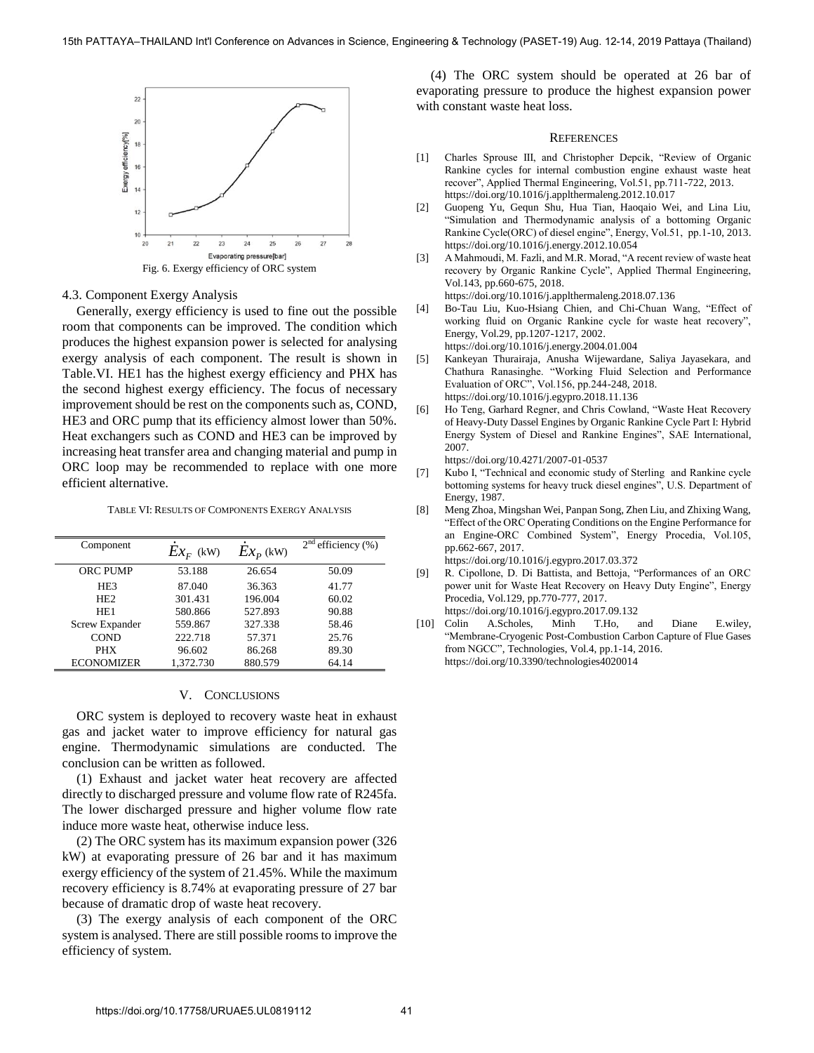22
20
18
16
14
12
10
Exergy efficiency[%]
20 21 22 23 24 25 26 27 28
Evaporating pressure[bar]

Fig. 6. Exergy efficiency of ORC system

### 4.3. Component Exergy Analysis

Generally, exergy efficiency is used to fine out the possible room that components can be improved. The condition which produces the highest expansion power is selected for analysing exergy analysis of each component. The result is shown in Table.VI. HE1 has the highest exergy efficiency and PHX has the second highest exergy efficiency. The focus of necessary improvement should be rest on the components such as, COND, HE3 and ORC pump that its efficiency almost lower than 50%. Heat exchangers such as COND and HE3 can be improved by increasing heat transfer area and changing material and pump in ORC loop may be recommended to replace with one more efficient alternative.

TABLE VI: RESULTS OF COMPONENTS EXERGY ANALYSIS

| Component | $\dot{E}x_F$ (kW) | $\dot{E}x_P$ (kW) | 2nd efficiency (%) |
|---|---|---|---|
| ORC PUMP | 53.188 | 26.654 | 50.09 |
| HE3 | 87.040 | 36.363 | 41.77 |
| HE2 | 301.431 | 196.004 | 60.02 |
| HE1 | 580.866 | 527.893 | 90.88 |
| Screw Expander | 559.867 | 327.338 | 58.46 |
| COND | 222.718 | 57.371 | 25.76 |
| PHX | 96.602 | 86.268 | 89.30 |
| ECONOMIZER | 1,372.730 | 880.579 | 64.14 |

## V. CONCLUSIONS

ORC system is deployed to recovery waste heat in exhaust gas and jacket water to improve efficiency for natural gas engine. Thermodynamic simulations are conducted. The conclusion can be written as followed.

(1) Exhaust and jacket water heat recovery are affected directly to discharged pressure and volume flow rate of R245fa. The lower discharged pressure and higher volume flow rate induce more waste heat, otherwise induce less.

(2) The ORC system has its maximum expansion power (326 kW) at evaporating pressure of 26 bar and it has maximum exergy efficiency of the system of 21.45%. While the maximum recovery efficiency is 8.74% at evaporating pressure of 27 bar because of dramatic drop of waste heat recovery.

(3) The exergy analysis of each component of the ORC system is analysed. There are still possible rooms to improve the efficiency of system.

(4) The ORC system should be operated at 26 bar of evaporating pressure to produce the highest expansion power with constant waste heat loss.

## REFERENCES

[1] Charles Sprouse III, and Christopher Depcik, "Review of Organic Rankine cycles for internal combustion engine exhaust waste heat recover", Applied Thermal Engineering, Vol.51, pp.711-722, 2013. https://doi.org/10.1016/j.applthermaleng.2012.10.017

[2] Guopeng Yu, Gequn Shu, Hua Tian, Haoqaio Wei, and Lina Liu, "Simulation and Thermodynamic analysis of a bottoming Organic Rankine Cycle(ORC) of diesel engine", Energy, Vol.51, pp.1-10, 2013. https://doi.org/10.1016/j.energy.2012.10.054

[3] A Mahmoudi, M. Fazli, and M.R. Morad, "A recent review of waste heat recovery by Organic Rankine Cycle", Applied Thermal Engineering, Vol.143, pp.660-675, 2018. https://doi.org/10.1016/j.applthermaleng.2018.07.136

[4] Bo-Tau Liu, Kuo-Hsiang Chien, and Chi-Chuan Wang, "Effect of working fluid on Organic Rankine cycle for waste heat recovery", Energy, Vol.29, pp.1207-1217, 2002. https://doi.org/10.1016/j.energy.2004.01.004

[5] Kankeyan Thurairaja, Anusha Wijewardane, Saliya Jayasekara, and Chathura Ranasinghe. "Working Fluid Selection and Performance Evaluation of ORC", Vol.156, pp.244-248, 2018. https://doi.org/10.1016/j.egypro.2018.11.136

[6] Ho Teng, Garhard Regner, and Chris Cowland, "Waste Heat Recovery of Heavy-Duty Dassel Engines by Organic Rankine Cycle Part I: Hybrid Energy System of Diesel and Rankine Engines", SAE International, 2007. https://doi.org/10.4271/2007-01-0537

[7] Kubo I, "Technical and economic study of Sterling and Rankine cycle bottoming systems for heavy truck diesel engines", U.S. Department of Energy, 1987.

[8] Meng Zhoa, Mingshan Wei, Panpan Song, Zhen Liu, and Zhixing Wang, "Effect of the ORC Operating Conditions on the Engine Performance for an Engine-ORC Combined System", Energy Procedia, Vol.105, pp.662-667, 2017. https://doi.org/10.1016/j.egypro.2017.03.372

[9] R. Cipollone, D. Di Battista, and Bettoja, "Performances of an ORC power unit for Waste Heat Recovery on Heavy Duty Engine", Energy Procedia, Vol.129, pp.770-777, 2017. https://doi.org/10.1016/j.egypro.2017.09.132

[10] Colin A.Scholes, Minh T.Ho, and Diane E.wiley, "Membrane-Cryogenic Post-Combustion Carbon Capture of Flue Gases from NGCC", Technologies, Vol.4, pp.1-14, 2016. https://doi.org/10.3390/technologies4020014